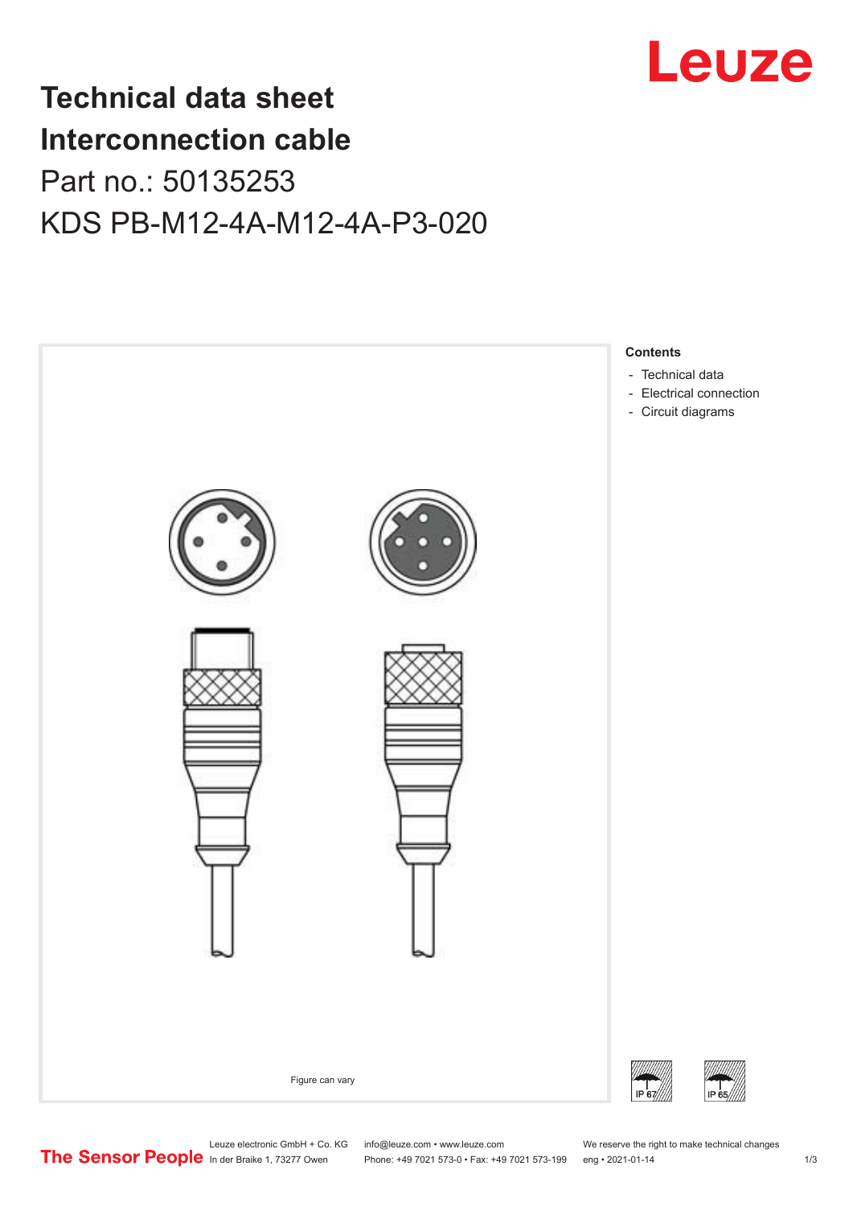# Technical data sheet
# Interconnection cable

## Part no.: 50135253

## KDS PB-M12-4A-M12-4A-P3-020

Leuze

Figure can vary

**Contents**

- Technical data
- Electrical connection
- Circuit diagrams

IP 67 IP 65

The Sensor People

Leuze electronic GmbH + Co. KG
In der Braike 1, 73277 Owen

info@leuze.com • www.leuze.com
Phone: +49 7021 573-0 • Fax: +49 7021 573-199

We reserve the right to make technical changes
eng • 2021-01-14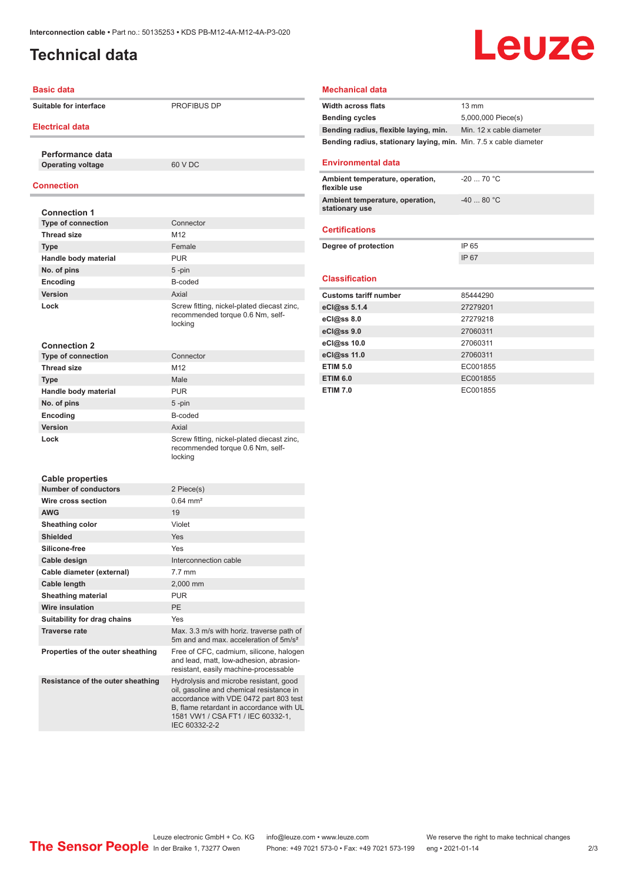# Technical data

## Basic data

| | |
|---|---|
| Suitable for interface | PROFIBUS DP |

## Electrical data

### Performance data

| | |
|---|---|
| Operating voltage | 60 V DC |

## Connection

### Connection 1

| | |
|---|---|
| Type of connection | Connector |
| Thread size | M12 |
| Type | Female |
| Handle body material | PUR |
| No. of pins | 5 -pin |
| Encoding | B-coded |
| Version | Axial |
| Lock | Screw fitting, nickel-plated diecast zinc, recommended torque 0.6 Nm, self-locking |

### Connection 2

| | |
|---|---|
| Type of connection | Connector |
| Thread size | M12 |
| Type | Male |
| Handle body material | PUR |
| No. of pins | 5 -pin |
| Encoding | B-coded |
| Version | Axial |
| Lock | Screw fitting, nickel-plated diecast zinc, recommended torque 0.6 Nm, self-locking |

### Cable properties

| | |
|---|---|
| Number of conductors | 2 Piece(s) |
| Wire cross section | 0.64 mm² |
| AWG | 19 |
| Sheathing color | Violet |
| Shielded | Yes |
| Silicone-free | Yes |
| Cable design | Interconnection cable |
| Cable diameter (external) | 7.7 mm |
| Cable length | 2,000 mm |
| Sheathing material | PUR |
| Wire insulation | PE |
| Suitability for drag chains | Yes |
| Traverse rate | Max. 3.3 m/s with horiz. traverse path of 5m and and max. acceleration of 5m/s² |
| Properties of the outer sheathing | Free of CFC, cadmium, silicone, halogen and lead, matt, low-adhesion, abrasion-resistant, easily machine-processable |
| Resistance of the outer sheathing | Hydrolysis and microbe resistant, good oil, gasoline and chemical resistance in accordance with VDE 0472 part 803 test B, flame retardant in accordance with UL 1581 VW1 / CSA FT1 / IEC 60332-1, IEC 60332-2-2 |

## Mechanical data

| | |
|---|---|
| Width across flats | 13 mm |
| Bending cycles | 5,000,000 Piece(s) |
| Bending radius, flexible laying, min. | Min. 12 x cable diameter |
| Bending radius, stationary laying, min. | Min. 7.5 x cable diameter |

## Environmental data

| | |
|---|---|
| Ambient temperature, operation, flexible use | -20 ... 70 °C |
| Ambient temperature, operation, stationary use | -40 ... 80 °C |

## Certifications

| | |
|---|---|
| Degree of protection | IP 65 |
| | IP 67 |

## Classification

| | |
|---|---|
| Customs tariff number | 85444290 |
| eCl@ss 5.1.4 | 27279201 |
| eCl@ss 8.0 | 27279218 |
| eCl@ss 9.0 | 27060311 |
| eCl@ss 10.0 | 27060311 |
| eCl@ss 11.0 | 27060311 |
| ETIM 5.0 | EC001855 |
| ETIM 6.0 | EC001855 |
| ETIM 7.0 | EC001855 |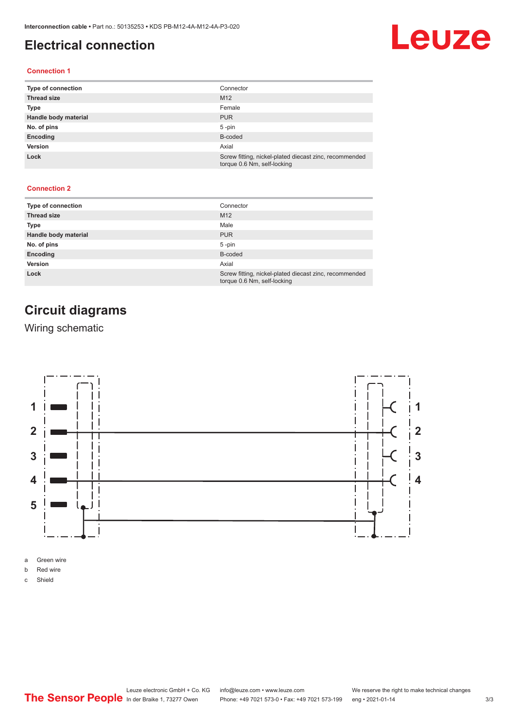# Electrical connection

### Connection 1

| | |
|---|---|
| **Type of connection** | Connector |
| **Thread size** | M12 |
| **Type** | Female |
| **Handle body material** | PUR |
| **No. of pins** | 5 -pin |
| **Encoding** | B-coded |
| **Version** | Axial |
| **Lock** | Screw fitting, nickel-plated diecast zinc, recommended torque 0.6 Nm, self-locking |

### Connection 2

| | |
|---|---|
| **Type of connection** | Connector |
| **Thread size** | M12 |
| **Type** | Male |
| **Handle body material** | PUR |
| **No. of pins** | 5 -pin |
| **Encoding** | B-coded |
| **Version** | Axial |
| **Lock** | Screw fitting, nickel-plated diecast zinc, recommended torque 0.6 Nm, self-locking |

# Circuit diagrams

## Wiring schematic

1
2
3
4
5

1
2
3
4

a Green wire
b Red wire
c Shield